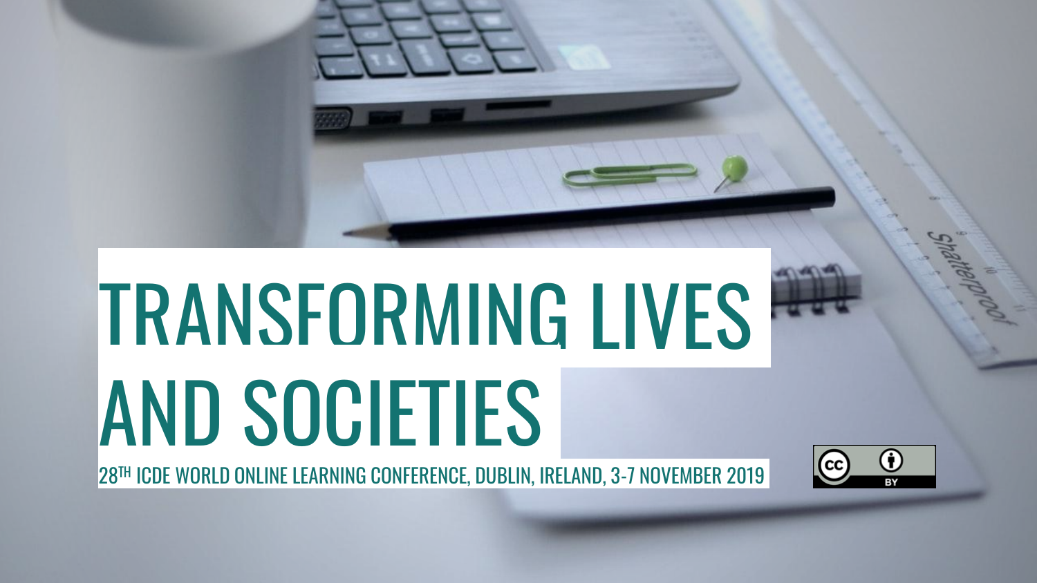# TRANSFORMING LIVES AND SOCIETIES

28TH ICDE WORLD ONLINE LEARNING CONFERENCE, DUBLIN, IRELAND, 3-7 NOVEMBER 2019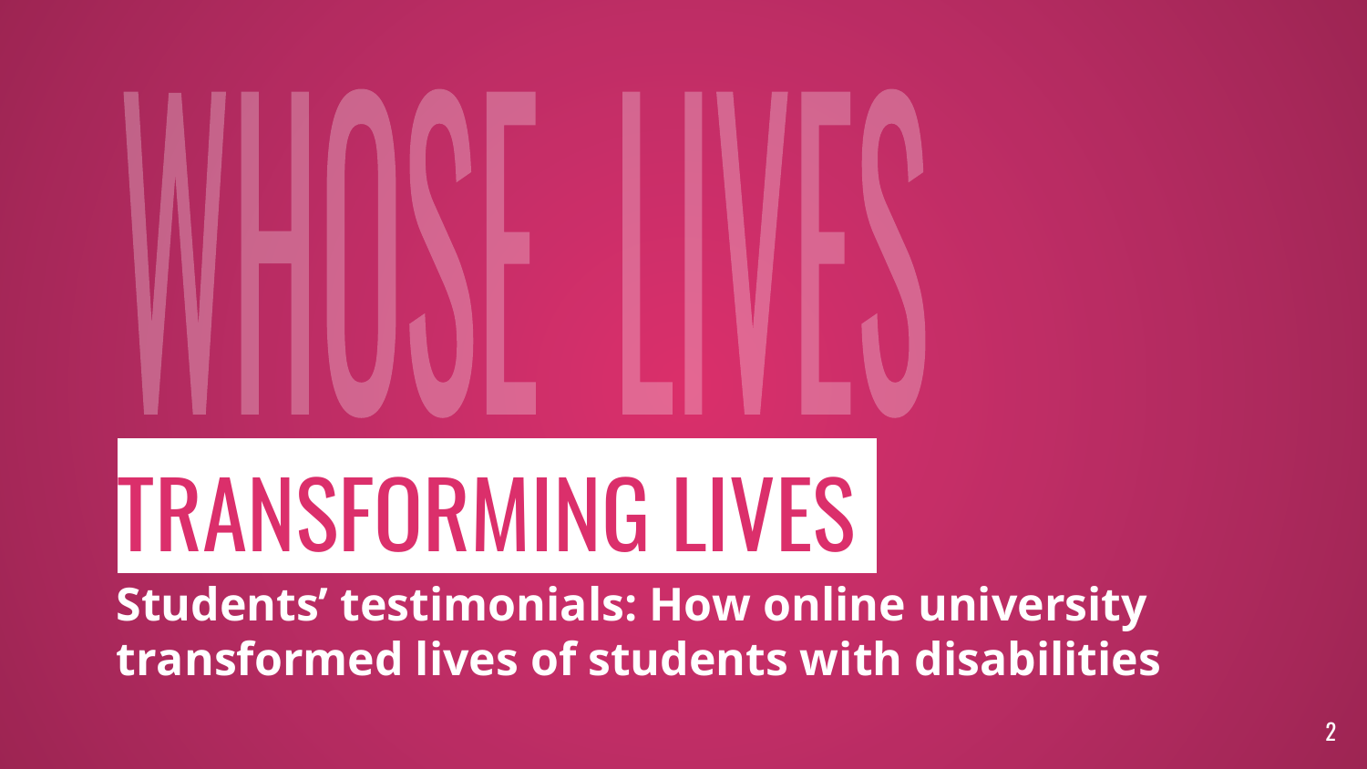# WHOSE LIVES

# TRANSFORMING LIVES

**Students' testimonials: How online university transformed lives of students with disabilities**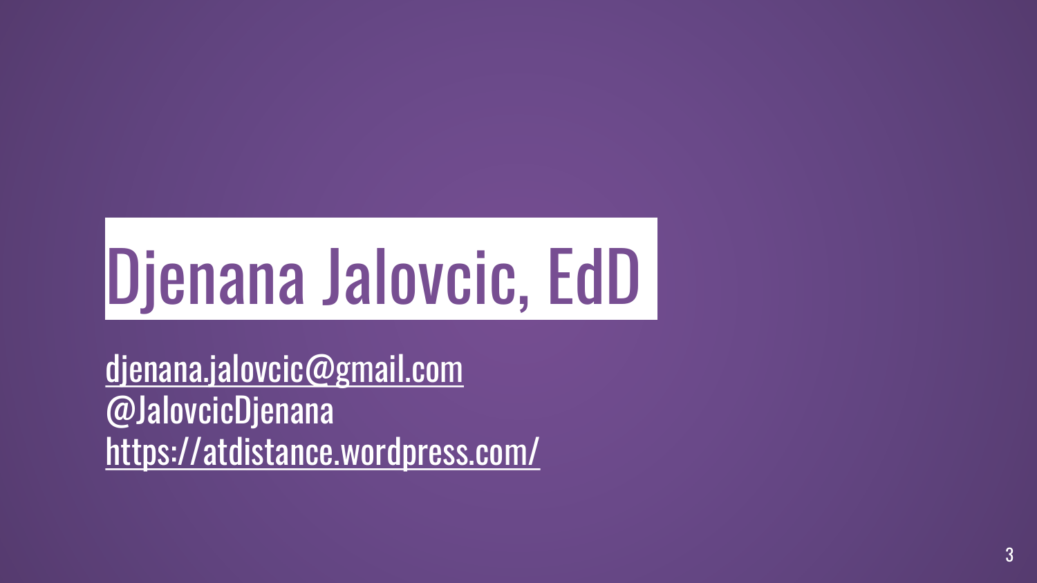# Djenana Jalovcic, EdD

[djenana.jalovcic@gmail.com](mailto:djenana.jalovcic@gmail.com)
@JalovcicDjenana
[https://atdistance.wordpress.com/](https://atdistance.wordpress.com/)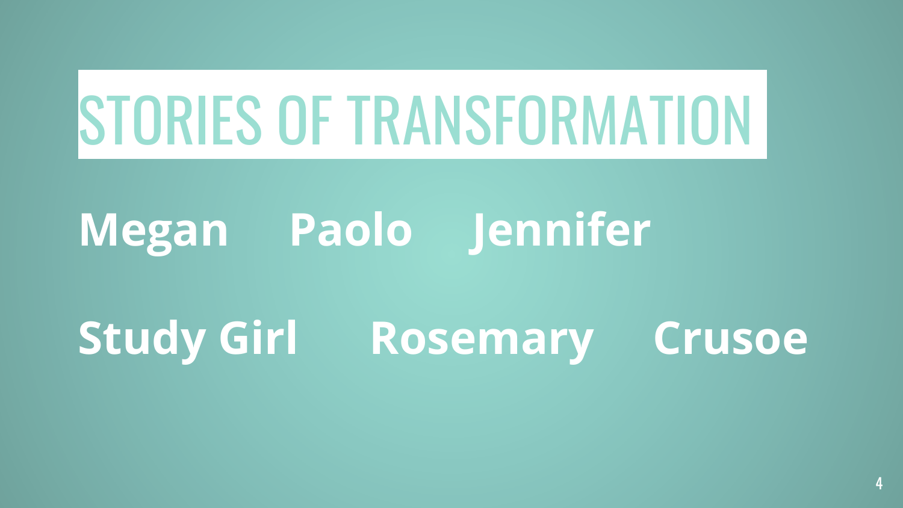# STORIES OF TRANSFORMATION

**Megan Paolo Jennifer**

**Study Girl Rosemary Crusoe**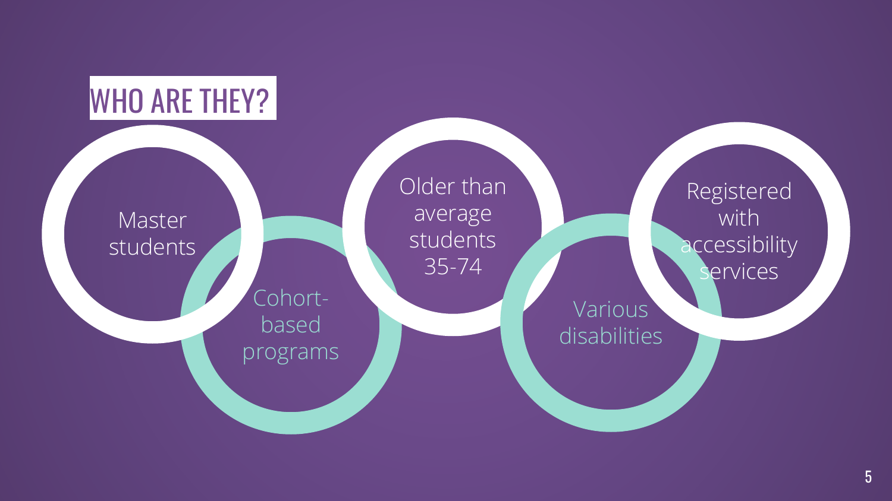# WHO ARE THEY?

- Master students
- Cohort-based programs
- Older than average students 35-74
- Various disabilities
- Registered with accessibility services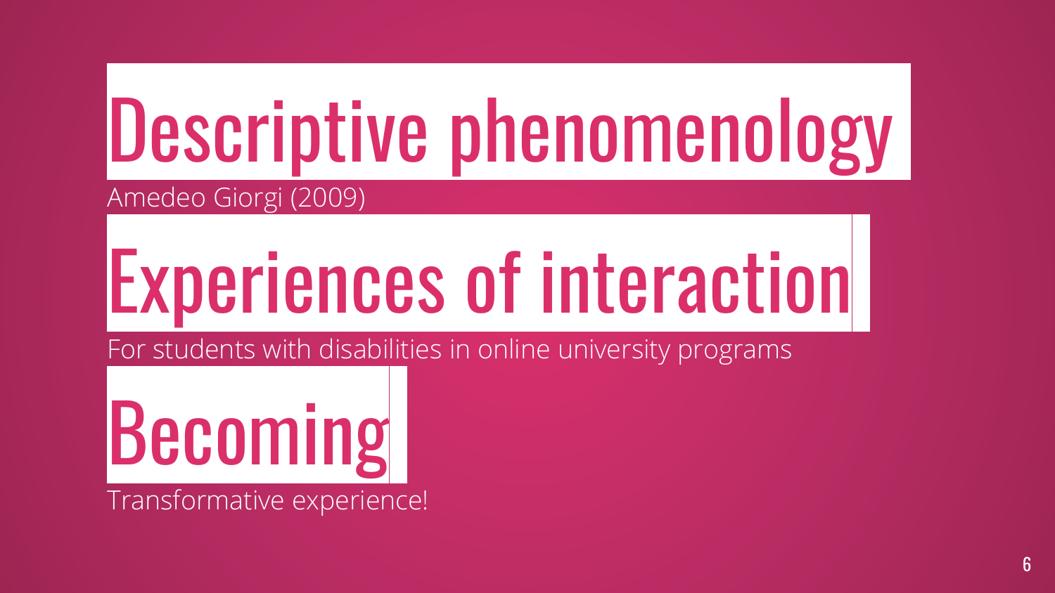# Descriptive phenomenology

Amedeo Giorgi (2009)

# Experiences of interaction

For students with disabilities in online university programs

# Becoming

Transformative experience!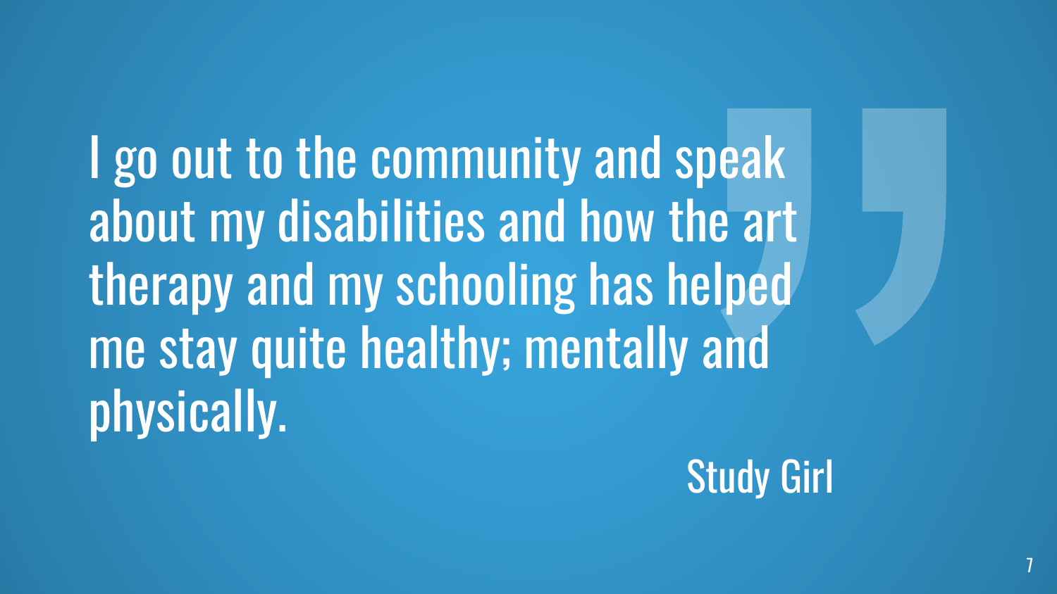> I go out to the community and speak about my disabilities and how the art therapy and my schooling has helped me stay quite healthy; mentally and physically.

Study Girl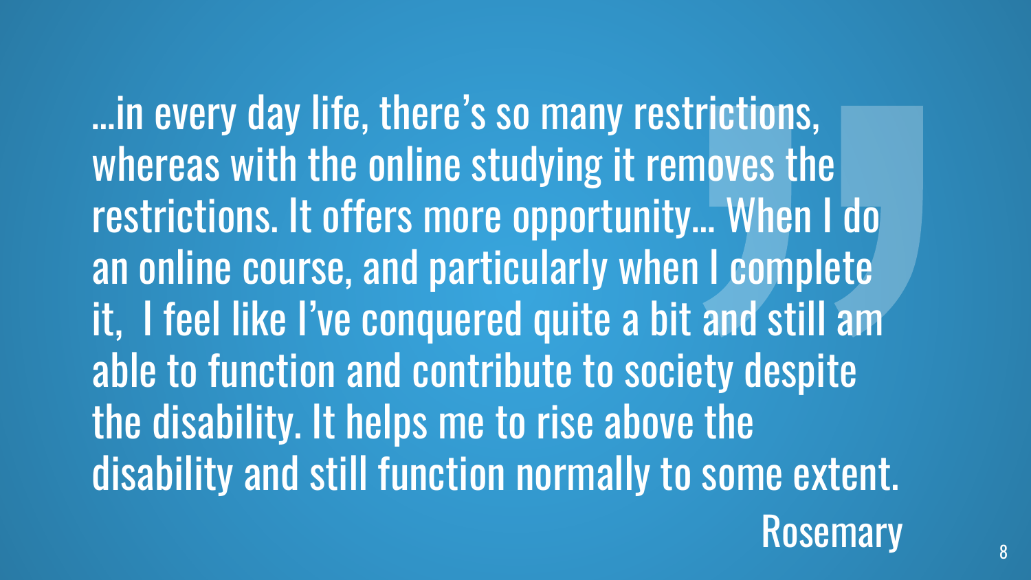> …in every day life, there's so many restrictions, whereas with the online studying it removes the restrictions. It offers more opportunity… When I do an online course, and particularly when I complete it,  I feel like I've conquered quite a bit and still am able to function and contribute to society despite the disability. It helps me to rise above the disability and still function normally to some extent.
>
> Rosemary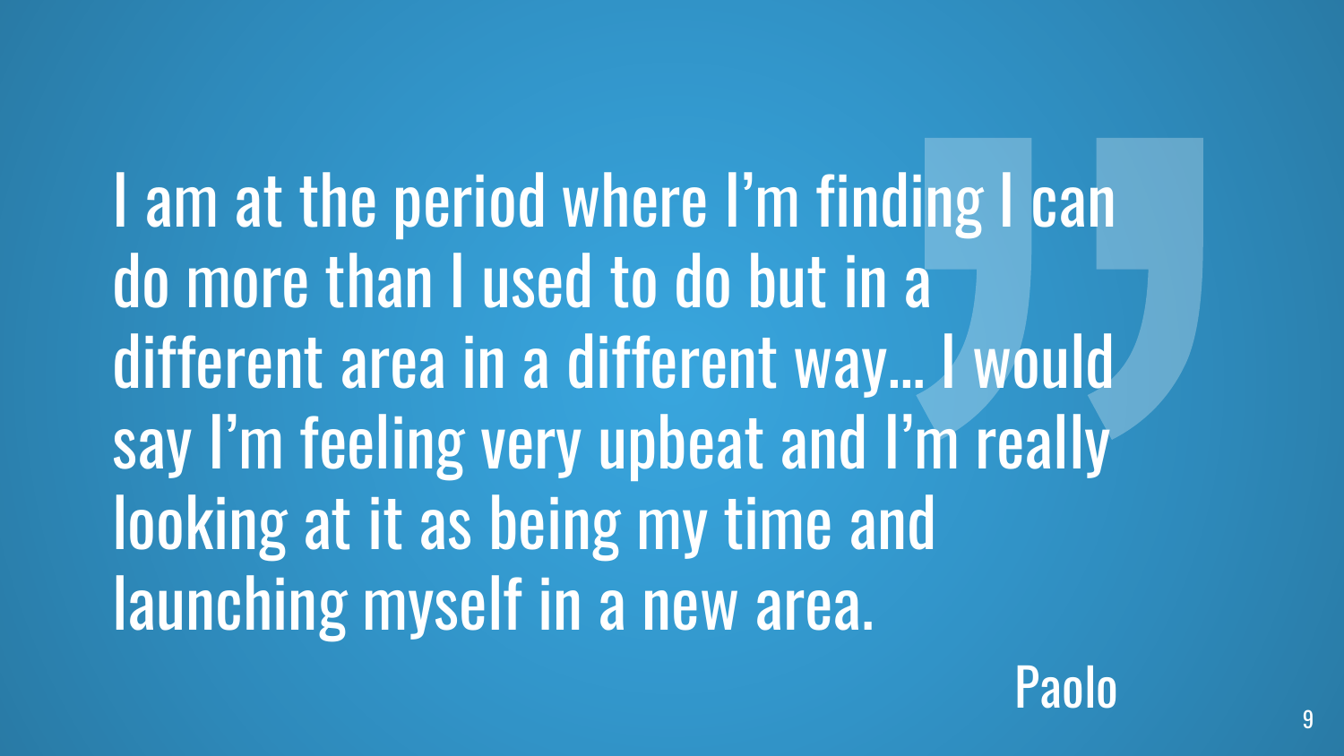> I am at the period where I'm finding I can do more than I used to do but in a different area in a different way… I would say I'm feeling very upbeat and I'm really looking at it as being my time and launching myself in a new area.
>
> Paolo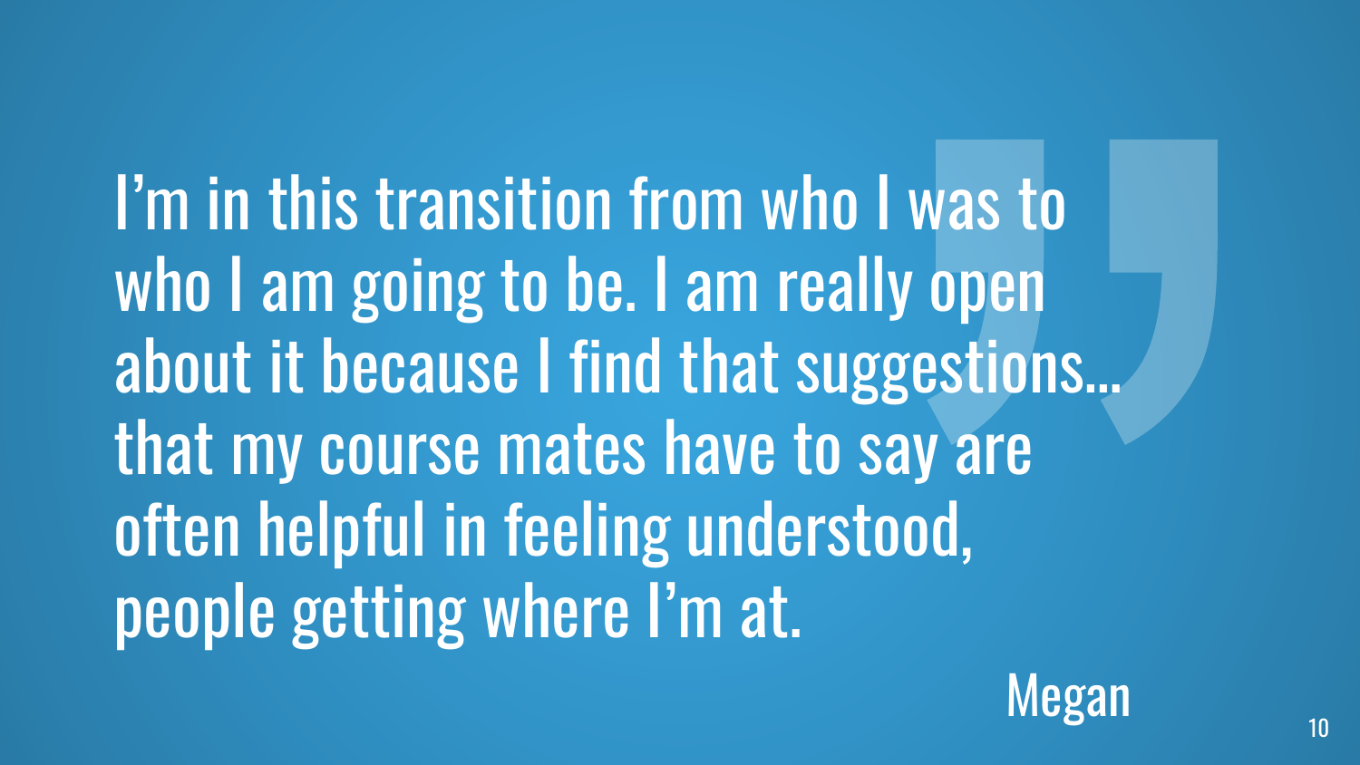> I’m in this transition from who I was to who I am going to be. I am really open about it because I find that suggestions… that my course mates have to say are often helpful in feeling understood, people getting where I’m at.

Megan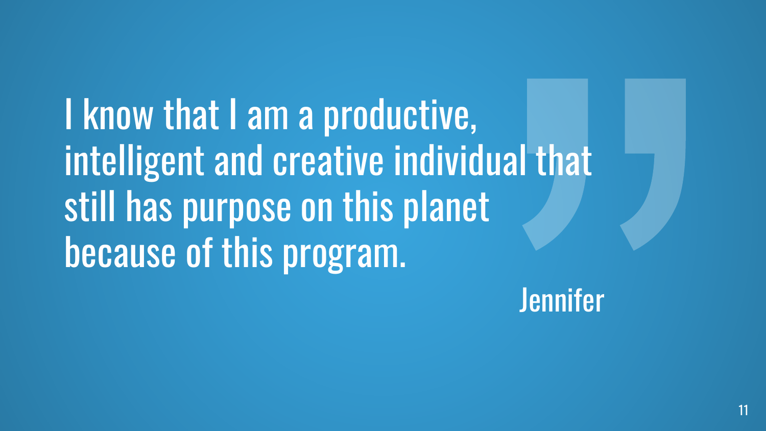> I know that I am a productive, intelligent and creative individual that still has purpose on this planet because of this program.

Jennifer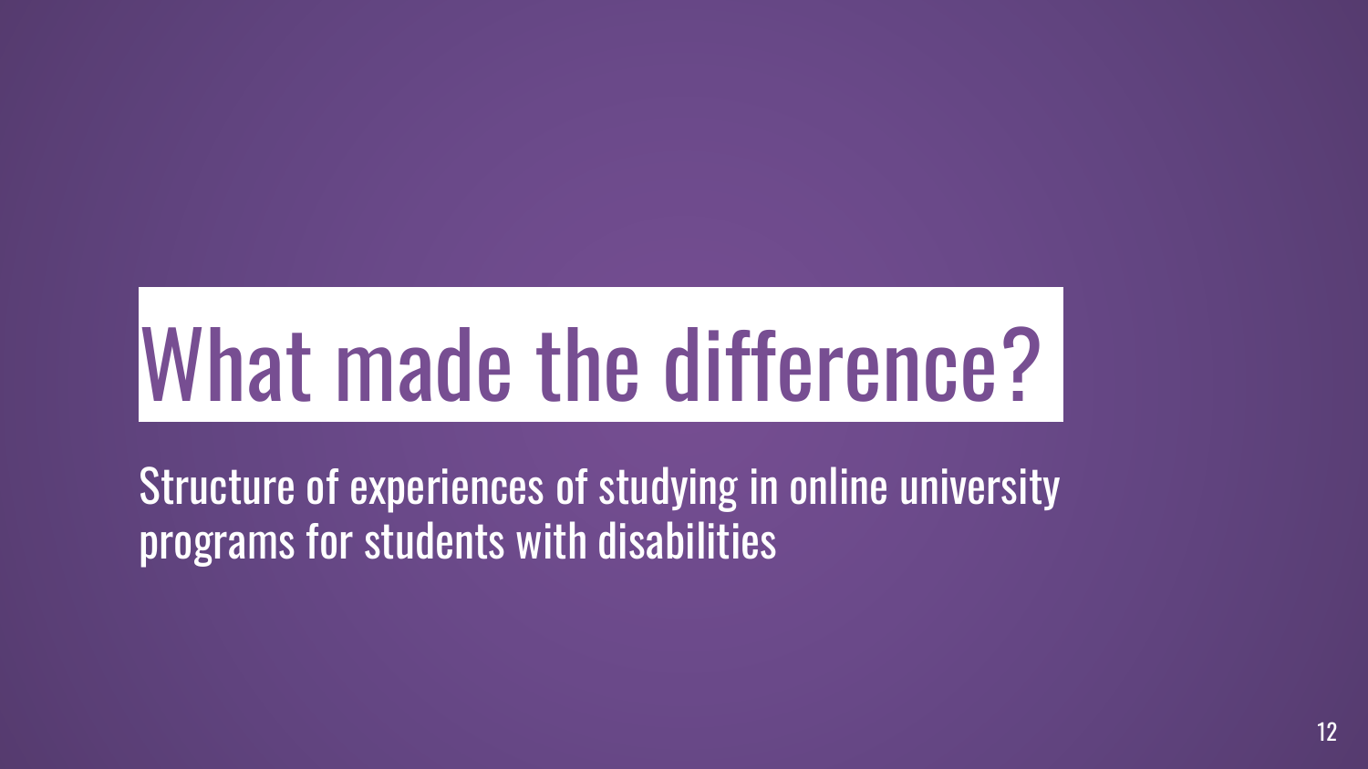# What made the difference?

Structure of experiences of studying in online university programs for students with disabilities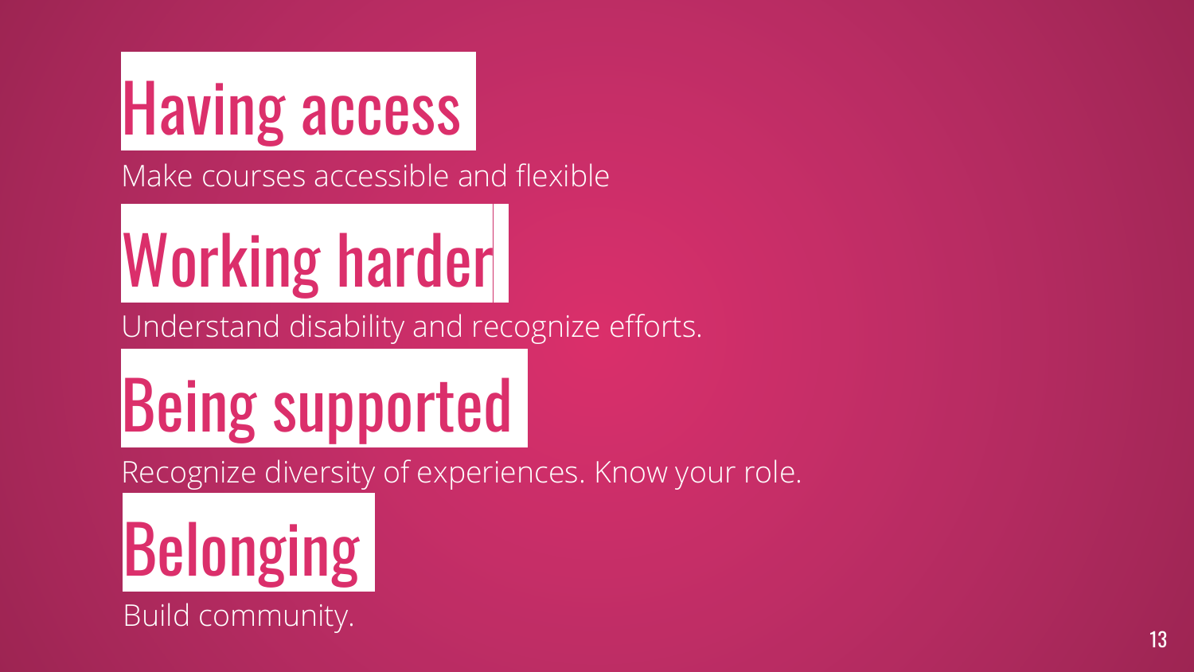## Having access

Make courses accessible and flexible

## Working harder

Understand disability and recognize efforts.

## Being supported

Recognize diversity of experiences. Know your role.

## Belonging

Build community.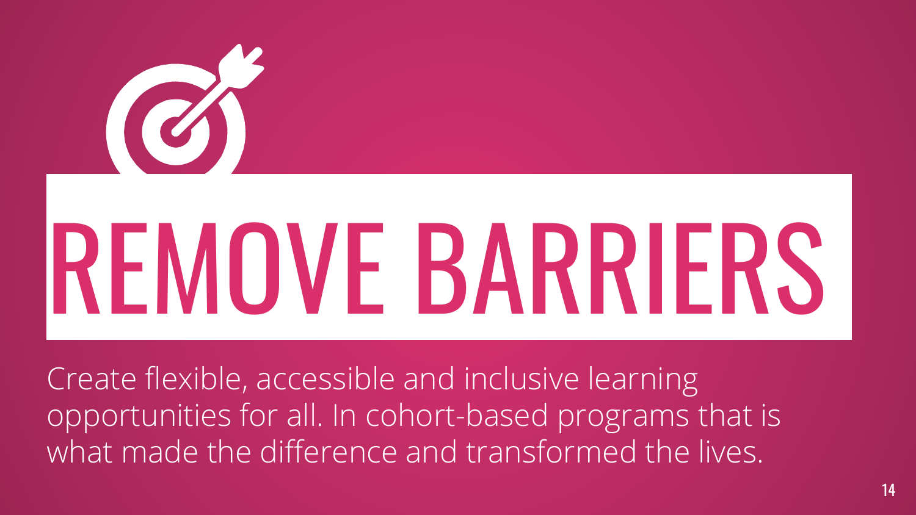# REMOVE BARRIERS

Create flexible, accessible and inclusive learning opportunities for all. In cohort-based programs that is what made the difference and transformed the lives.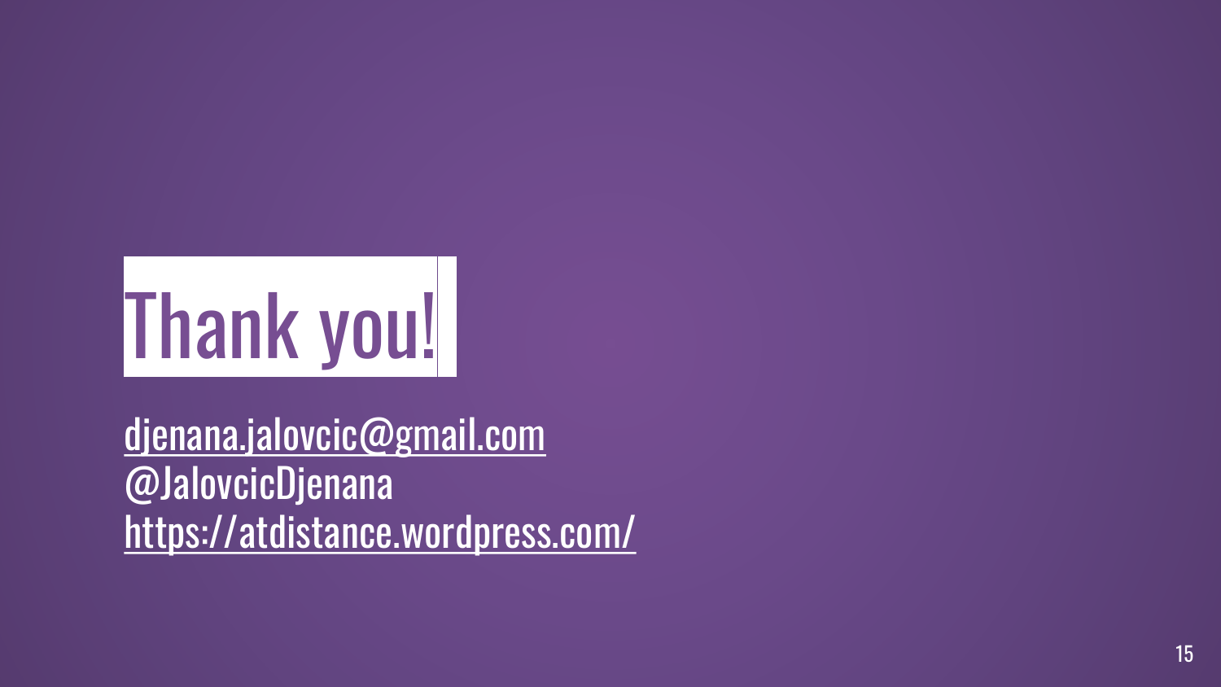# Thank you!

djenana.jalovcic@gmail.com
@JalovcicDjenana
https://atdistance.wordpress.com/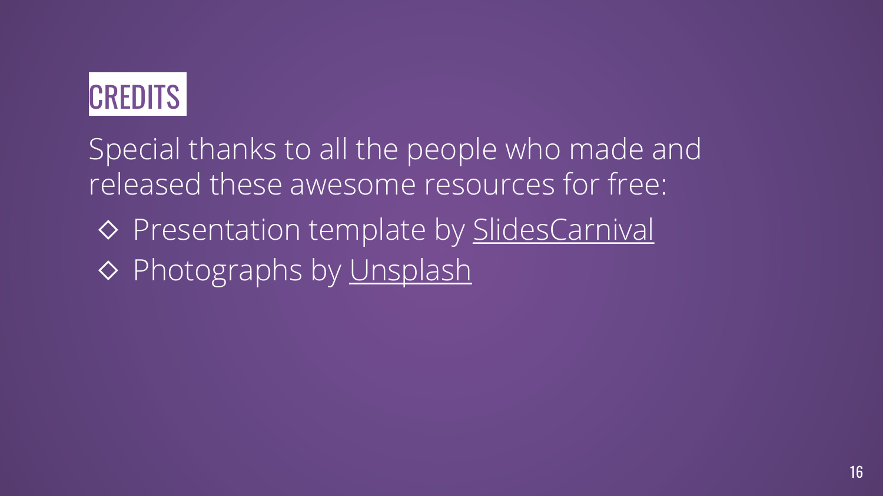# CREDITS

Special thanks to all the people who made and released these awesome resources for free:

- Presentation template by SlidesCarnival
- Photographs by Unsplash